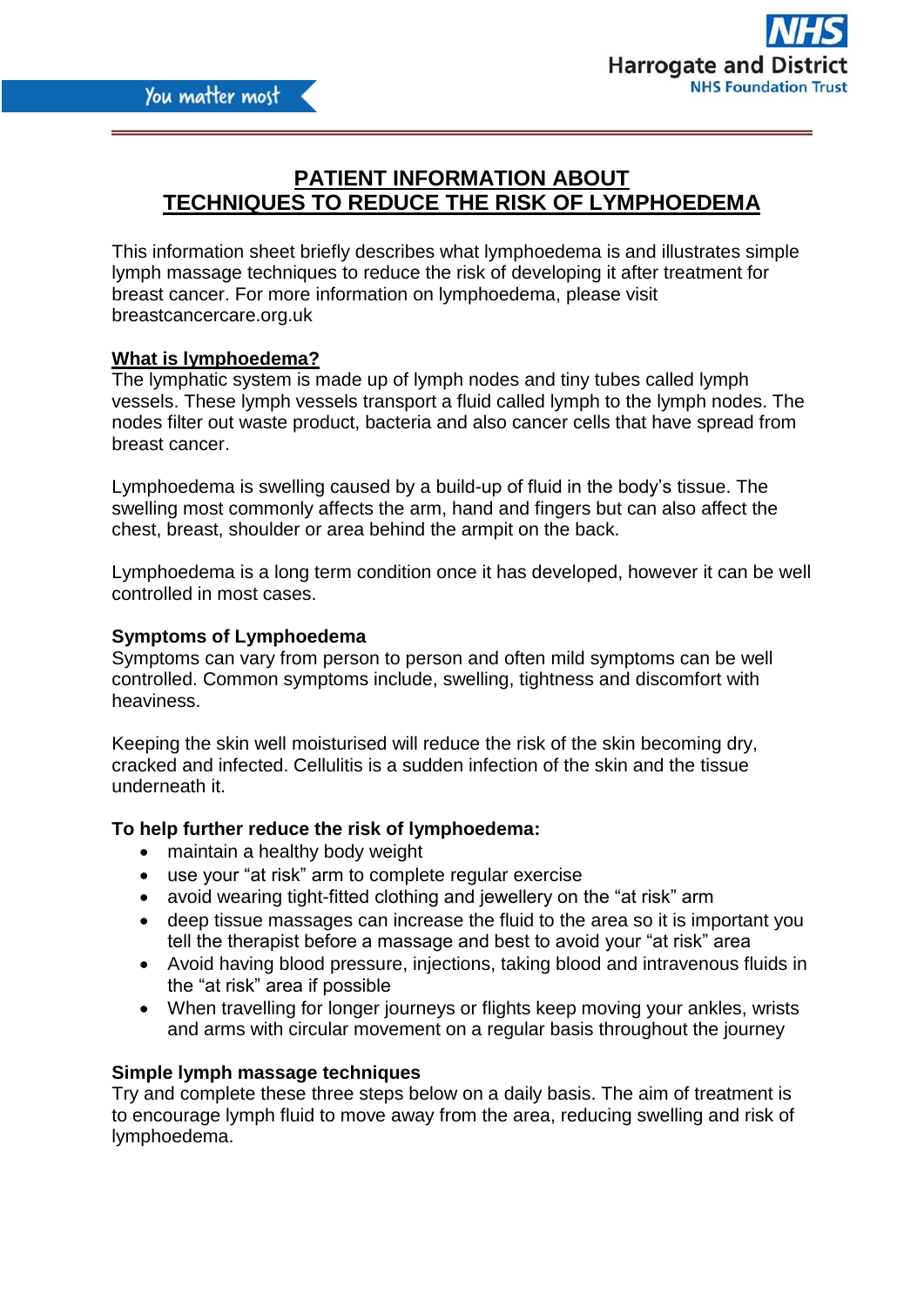# PATIENT INFORMATION ABOUT TECHNIQUES TO REDUCE THE RISK OF LYMPHOEDEMA

This information sheet briefly describes what lymphoedema is and illustrates simple lymph massage techniques to reduce the risk of developing it after treatment for breast cancer. For more information on lymphoedema, please visit breastcancercare.org.uk

## What is lymphoedema?

The lymphatic system is made up of lymph nodes and tiny tubes called lymph vessels. These lymph vessels transport a fluid called lymph to the lymph nodes. The nodes filter out waste product, bacteria and also cancer cells that have spread from breast cancer.

Lymphoedema is swelling caused by a build-up of fluid in the body's tissue. The swelling most commonly affects the arm, hand and fingers but can also affect the chest, breast, shoulder or area behind the armpit on the back.

Lymphoedema is a long term condition once it has developed, however it can be well controlled in most cases.

### Symptoms of Lymphoedema

Symptoms can vary from person to person and often mild symptoms can be well controlled. Common symptoms include, swelling, tightness and discomfort with heaviness.

Keeping the skin well moisturised will reduce the risk of the skin becoming dry, cracked and infected. Cellulitis is a sudden infection of the skin and the tissue underneath it.

### To help further reduce the risk of lymphoedema:

- maintain a healthy body weight
- use your "at risk" arm to complete regular exercise
- avoid wearing tight-fitted clothing and jewellery on the "at risk" arm
- deep tissue massages can increase the fluid to the area so it is important you tell the therapist before a massage and best to avoid your "at risk" area
- Avoid having blood pressure, injections, taking blood and intravenous fluids in the "at risk" area if possible
- When travelling for longer journeys or flights keep moving your ankles, wrists and arms with circular movement on a regular basis throughout the journey

### Simple lymph massage techniques

Try and complete these three steps below on a daily basis. The aim of treatment is to encourage lymph fluid to move away from the area, reducing swelling and risk of lymphoedema.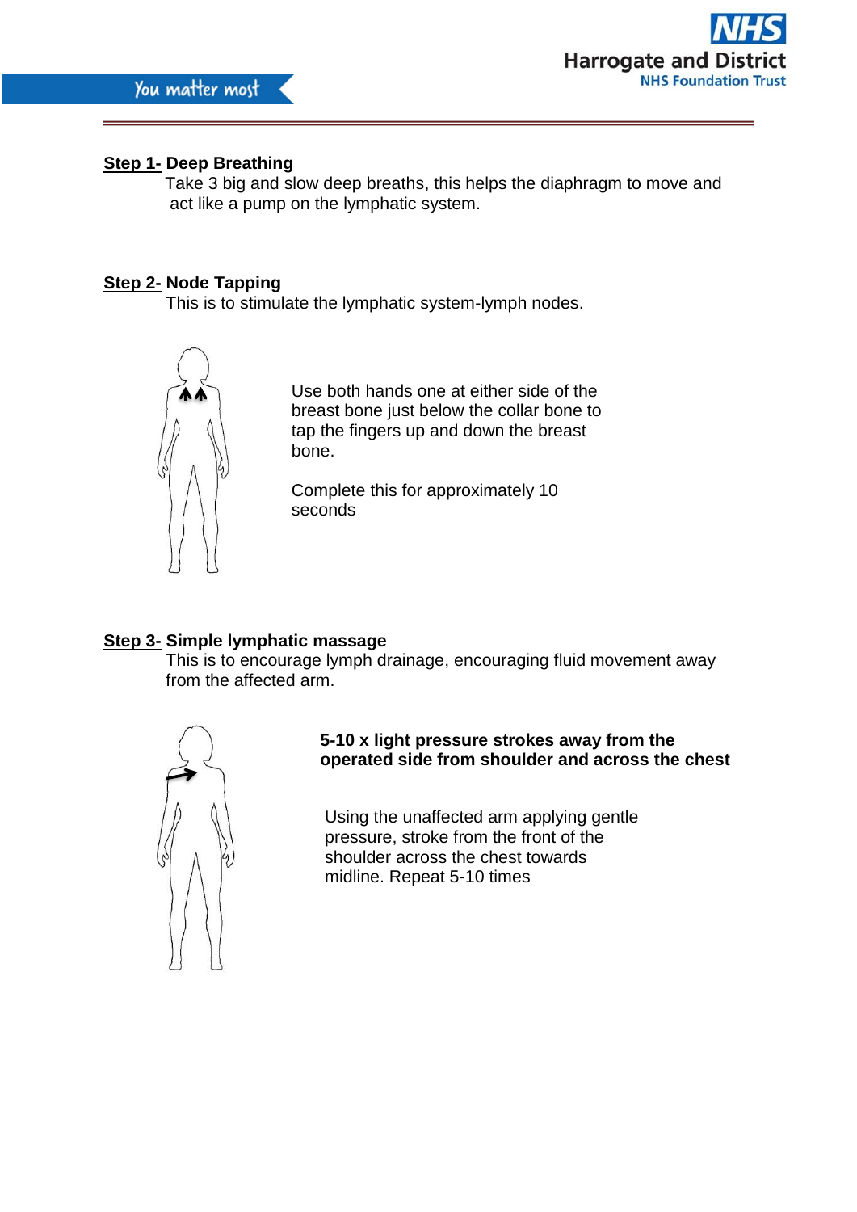**<u>Step 1-</u> Deep Breathing**

Take 3 big and slow deep breaths, this helps the diaphragm to move and act like a pump on the lymphatic system.

**<u>Step 2-</u> Node Tapping**

This is to stimulate the lymphatic system-lymph nodes.

Use both hands one at either side of the breast bone just below the collar bone to tap the fingers up and down the breast bone.

Complete this for approximately 10 seconds

**<u>Step 3-</u> Simple lymphatic massage**

This is to encourage lymph drainage, encouraging fluid movement away from the affected arm.

**5-10 x light pressure strokes away from the operated side from shoulder and across the chest**

Using the unaffected arm applying gentle pressure, stroke from the front of the shoulder across the chest towards midline. Repeat 5-10 times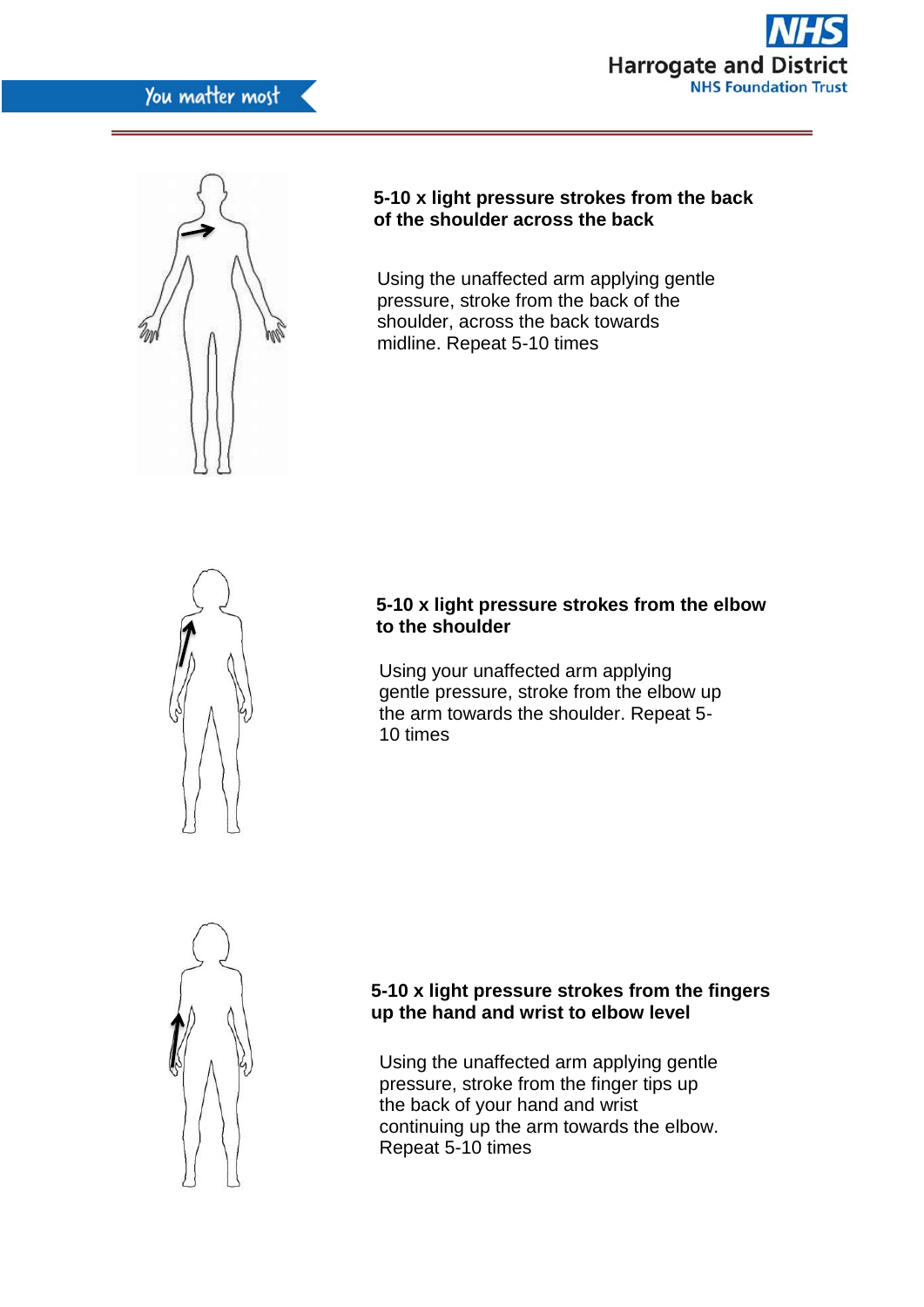**5-10 x light pressure strokes from the back of the shoulder across the back**

Using the unaffected arm applying gentle pressure, stroke from the back of the shoulder, across the back towards midline. Repeat 5-10 times

**5-10 x light pressure strokes from the elbow to the shoulder**

Using your unaffected arm applying gentle pressure, stroke from the elbow up the arm towards the shoulder. Repeat 5-10 times

**5-10 x light pressure strokes from the fingers up the hand and wrist to elbow level**

Using the unaffected arm applying gentle pressure, stroke from the finger tips up the back of your hand and wrist continuing up the arm towards the elbow. Repeat 5-10 times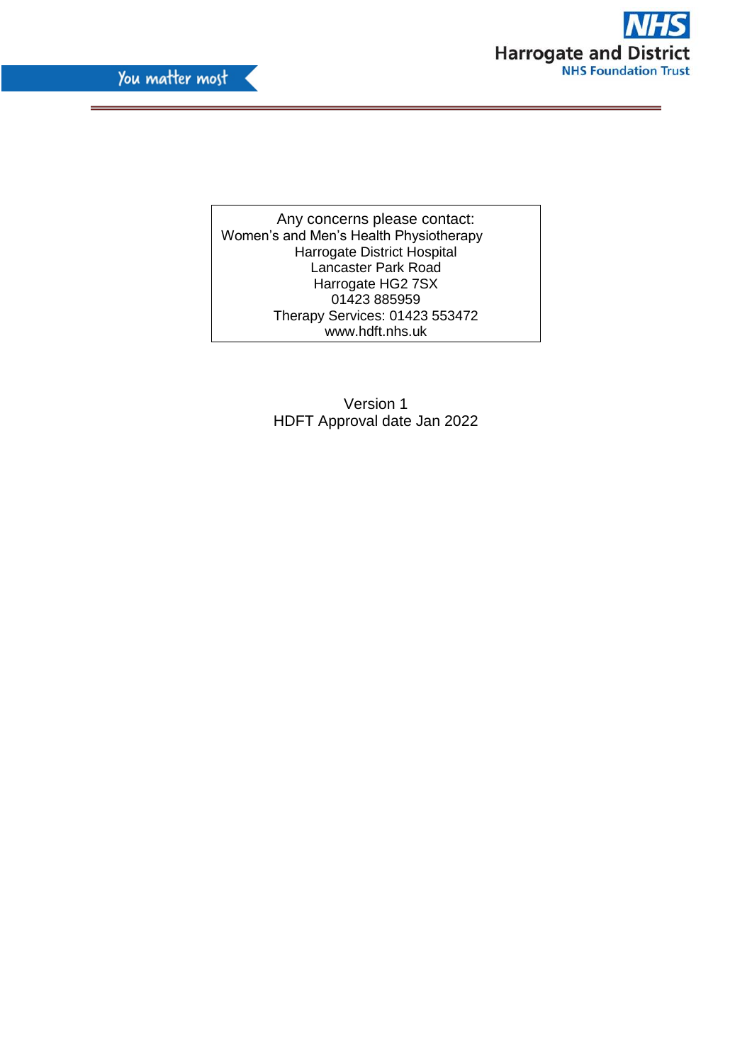Any concerns please contact:
Women's and Men's Health Physiotherapy
Harrogate District Hospital
Lancaster Park Road
Harrogate HG2 7SX
01423 885959
Therapy Services: 01423 553472
www.hdft.nhs.uk

Version 1
HDFT Approval date Jan 2022